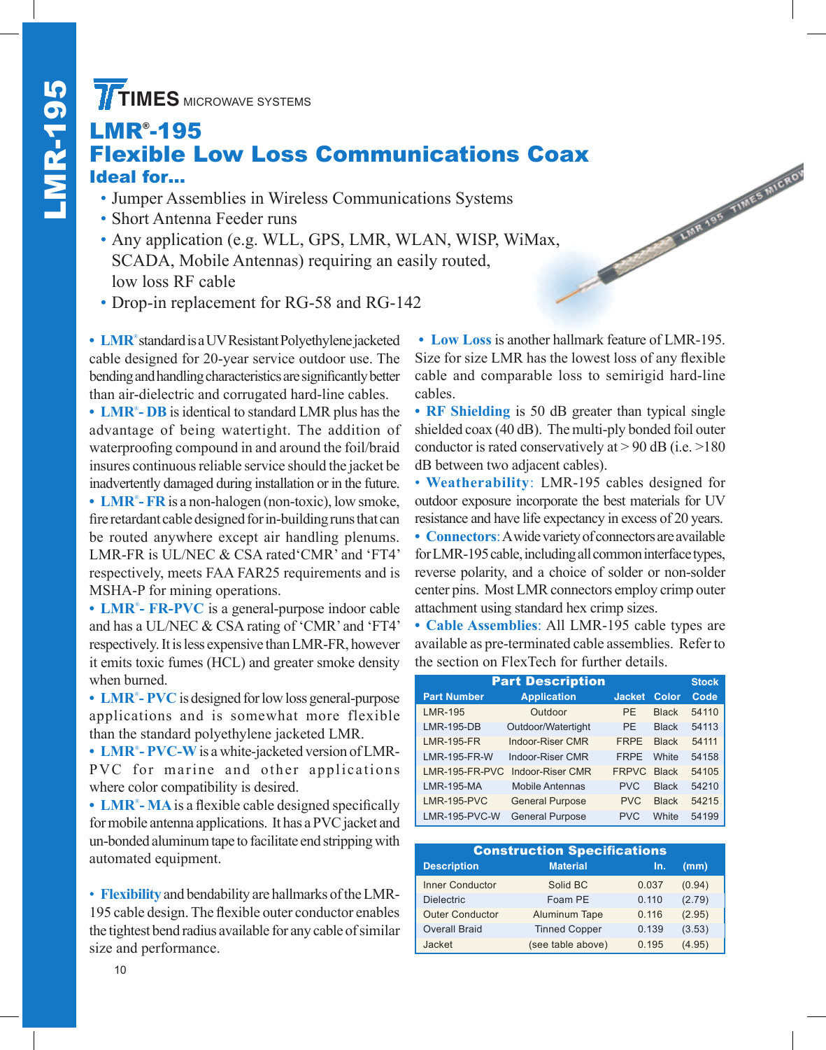TIMES MICROWAVE SYSTEMS

# LMR®-195

# Flexible Low Loss Communications Coax

## Ideal for...

- Jumper Assemblies in Wireless Communications Systems
- Short Antenna Feeder runs
- Any application (e.g. WLL, GPS, LMR, WLAN, WISP, WiMax, SCADA, Mobile Antennas) requiring an easily routed, low loss RF cable
- Drop-in replacement for RG-58 and RG-142

- **LMR®** standard is a UV Resistant Polyethylene jacketed cable designed for 20-year service outdoor use. The bending and handling characteristics are significantly better than air-dielectric and corrugated hard-line cables.
- **LMR®- DB** is identical to standard LMR plus has the advantage of being watertight. The addition of waterproofing compound in and around the foil/braid insures continuous reliable service should the jacket be inadvertently damaged during installation or in the future.
- **LMR®- FR** is a non-halogen (non-toxic), low smoke, fire retardant cable designed for in-building runs that can be routed anywhere except air handling plenums. LMR-FR is UL/NEC & CSA rated 'CMR' and 'FT4' respectively, meets FAA FAR25 requirements and is MSHA-P for mining operations.
- **LMR®- FR-PVC** is a general-purpose indoor cable and has a UL/NEC & CSA rating of 'CMR' and 'FT4' respectively. It is less expensive than LMR-FR, however it emits toxic fumes (HCL) and greater smoke density when burned.
- **LMR®- PVC** is designed for low loss general-purpose applications and is somewhat more flexible than the standard polyethylene jacketed LMR.
- **LMR®- PVC-W** is a white-jacketed version of LMR-PVC for marine and other applications where color compatibility is desired.
- **LMR®- MA** is a flexible cable designed specifically for mobile antenna applications. It has a PVC jacket and un-bonded aluminum tape to facilitate end stripping with automated equipment.

- **Flexibility** and bendability are hallmarks of the LMR-195 cable design. The flexible outer conductor enables the tightest bend radius available for any cable of similar size and performance.

- **Low Loss** is another hallmark feature of LMR-195. Size for size LMR has the lowest loss of any flexible cable and comparable loss to semirigid hard-line cables.
- **RF Shielding** is 50 dB greater than typical single shielded coax (40 dB). The multi-ply bonded foil outer conductor is rated conservatively at > 90 dB (i.e. >180 dB between two adjacent cables).
- **Weatherability**: LMR-195 cables designed for outdoor exposure incorporate the best materials for UV resistance and have life expectancy in excess of 20 years.
- **Connectors**: A wide variety of connectors are available for LMR-195 cable, including all common interface types, reverse polarity, and a choice of solder or non-solder center pins. Most LMR connectors employ crimp outer attachment using standard hex crimp sizes.
- **Cable Assemblies**: All LMR-195 cable types are available as pre-terminated cable assemblies. Refer to the section on FlexTech for further details.

| Part Description | | | | Stock |
|---|---|---|---|---|
| Part Number | Application | Jacket | Color | Code |
| LMR-195 | Outdoor | PE | Black | 54110 |
| LMR-195-DB | Outdoor/Watertight | PE | Black | 54113 |
| LMR-195-FR | Indoor-Riser CMR | FRPE | Black | 54111 |
| LMR-195-FR-W | Indoor-Riser CMR | FRPE | White | 54158 |
| LMR-195-FR-PVC | Indoor-Riser CMR | FRPVC | Black | 54105 |
| LMR-195-MA | Mobile Antennas | PVC | Black | 54210 |
| LMR-195-PVC | General Purpose | PVC | Black | 54215 |
| LMR-195-PVC-W | General Purpose | PVC | White | 54199 |

| Construction Specifications | | | |
|---|---|---|---|
| Description | Material | In. | (mm) |
| Inner Conductor | Solid BC | 0.037 | (0.94) |
| Dielectric | Foam PE | 0.110 | (2.79) |
| Outer Conductor | Aluminum Tape | 0.116 | (2.95) |
| Overall Braid | Tinned Copper | 0.139 | (3.53) |
| Jacket | (see table above) | 0.195 | (4.95) |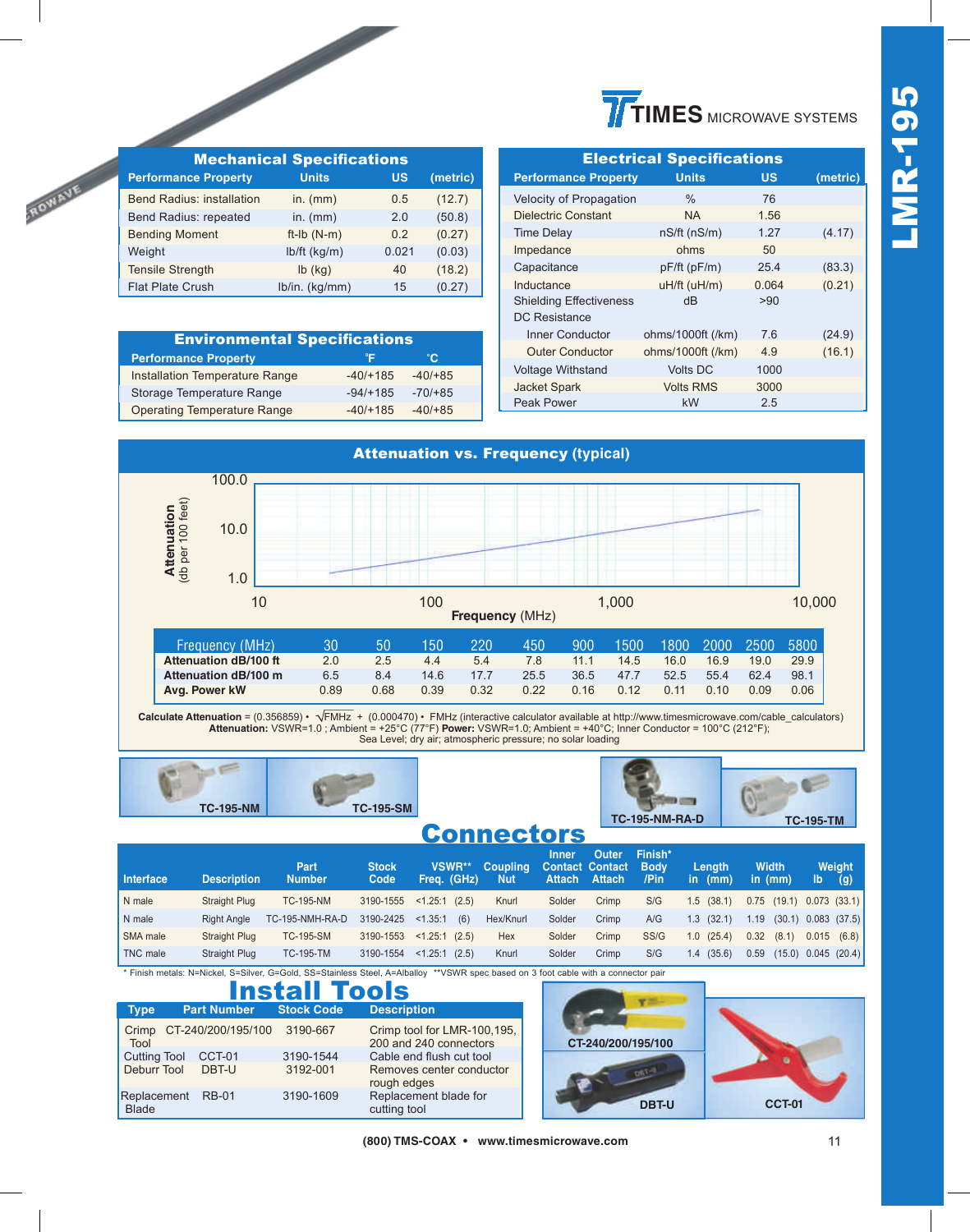# LMR-195

TIMES MICROWAVE SYSTEMS

## Mechanical Specifications

| Performance Property | Units | US | (metric) |
|---|---|---|---|
| Bend Radius: installation | in. (mm) | 0.5 | (12.7) |
| Bend Radius: repeated | in. (mm) | 2.0 | (50.8) |
| Bending Moment | ft-lb (N-m) | 0.2 | (0.27) |
| Weight | lb/ft (kg/m) | 0.021 | (0.03) |
| Tensile Strength | lb (kg) | 40 | (18.2) |
| Flat Plate Crush | lb/in. (kg/mm) | 15 | (0.27) |

## Environmental Specifications

| Performance Property | °F | °C |
|---|---|---|
| Installation Temperature Range | -40/+185 | -40/+85 |
| Storage Temperature Range | -94/+185 | -70/+85 |
| Operating Temperature Range | -40/+185 | -40/+85 |

## Electrical Specifications

| Performance Property | Units | US | (metric) |
|---|---|---|---|
| Velocity of Propagation | % | 76 | |
| Dielectric Constant | NA | 1.56 | |
| Time Delay | nS/ft (nS/m) | 1.27 | (4.17) |
| Impedance | ohms | 50 | |
| Capacitance | pF/ft (pF/m) | 25.4 | (83.3) |
| Inductance | uH/ft (uH/m) | 0.064 | (0.21) |
| Shielding Effectiveness | dB | >90 | |
| DC Resistance | | | |
| Inner Conductor | ohms/1000ft (/km) | 7.6 | (24.9) |
| Outer Conductor | ohms/1000ft (/km) | 4.9 | (16.1) |
| Voltage Withstand | Volts DC | 1000 | |
| Jacket Spark | Volts RMS | 3000 | |
| Peak Power | kW | 2.5 | |

## Attenuation vs. Frequency (typical)

Attenuation (db per 100 feet)

100.0
10.0
1.0

10 100 1,000 10,000

Frequency (MHz)

| Frequency (MHz) | 30 | 50 | 150 | 220 | 450 | 900 | 1500 | 1800 | 2000 | 2500 | 5800 |
|---|---|---|---|---|---|---|---|---|---|---|---|
| Attenuation dB/100 ft | 2.0 | 2.5 | 4.4 | 5.4 | 7.8 | 11.1 | 14.5 | 16.0 | 16.9 | 19.0 | 29.9 |
| Attenuation dB/100 m | 6.5 | 8.4 | 14.6 | 17.7 | 25.5 | 36.5 | 47.7 | 52.5 | 55.4 | 62.4 | 98.1 |
| Avg. Power kW | 0.89 | 0.68 | 0.39 | 0.32 | 0.22 | 0.16 | 0.12 | 0.11 | 0.10 | 0.09 | 0.06 |

**Calculate Attenuation** = (0.356859) • $\sqrt{FMHz}$ + (0.000470) • FMHz (interactive calculator available at http://www.timesmicrowave.com/cable_calculators)
**Attenuation:** VSWR=1.0 ; Ambient = +25°C (77°F) **Power:** VSWR=1.0; Ambient = +40°C; Inner Conductor = 100°C (212°F);
Sea Level; dry air; atmospheric pressure; no solar loading

TC-195-NM TC-195-SM TC-195-NM-RA-D TC-195-TM

## Connectors

| Interface | Description | Part Number | Stock Code | VSWR** Freq. (GHz) | Coupling Nut | Inner Contact Attach | Outer Contact Attach | Finish* Body /Pin | Length in (mm) | Width in (mm) | Weight lb (g) |
|---|---|---|---|---|---|---|---|---|---|---|---|
| N male | Straight Plug | TC-195-NM | 3190-1555 | <1.25:1 (2.5) | Knurl | Solder | Crimp | S/G | 1.5 (38.1) | 0.75 (19.1) | 0.073 (33.1) |
| N male | Right Angle | TC-195-NMH-RA-D | 3190-2425 | <1.35:1 (6) | Hex/Knurl | Solder | Crimp | A/G | 1.3 (32.1) | 1.19 (30.1) | 0.083 (37.5) |
| SMA male | Straight Plug | TC-195-SM | 3190-1553 | <1.25:1 (2.5) | Hex | Solder | Crimp | SS/G | 1.0 (25.4) | 0.32 (8.1) | 0.015 (6.8) |
| TNC male | Straight Plug | TC-195-TM | 3190-1554 | <1.25:1 (2.5) | Knurl | Solder | Crimp | S/G | 1.4 (35.6) | 0.59 (15.0) | 0.045 (20.4) |

* Finish metals: N=Nickel, S=Silver, G=Gold, SS=Stainless Steel, A=Alballoy **VSWR spec based on 3 foot cable with a connector pair

## Install Tools

| Type | Part Number | Stock Code | Description |
|---|---|---|---|
| Crimp Tool | CT-240/200/195/100 | 3190-667 | Crimp tool for LMR-100,195, 200 and 240 connectors |
| Cutting Tool | CCT-01 | 3190-1544 | Cable end flush cut tool |
| Deburr Tool | DBT-U | 3192-001 | Removes center conductor rough edges |
| Replacement Blade | RB-01 | 3190-1609 | Replacement blade for cutting tool |

CT-240/200/195/100 DBT-U CCT-01

(800) TMS-COAX • www.timesmicrowave.com